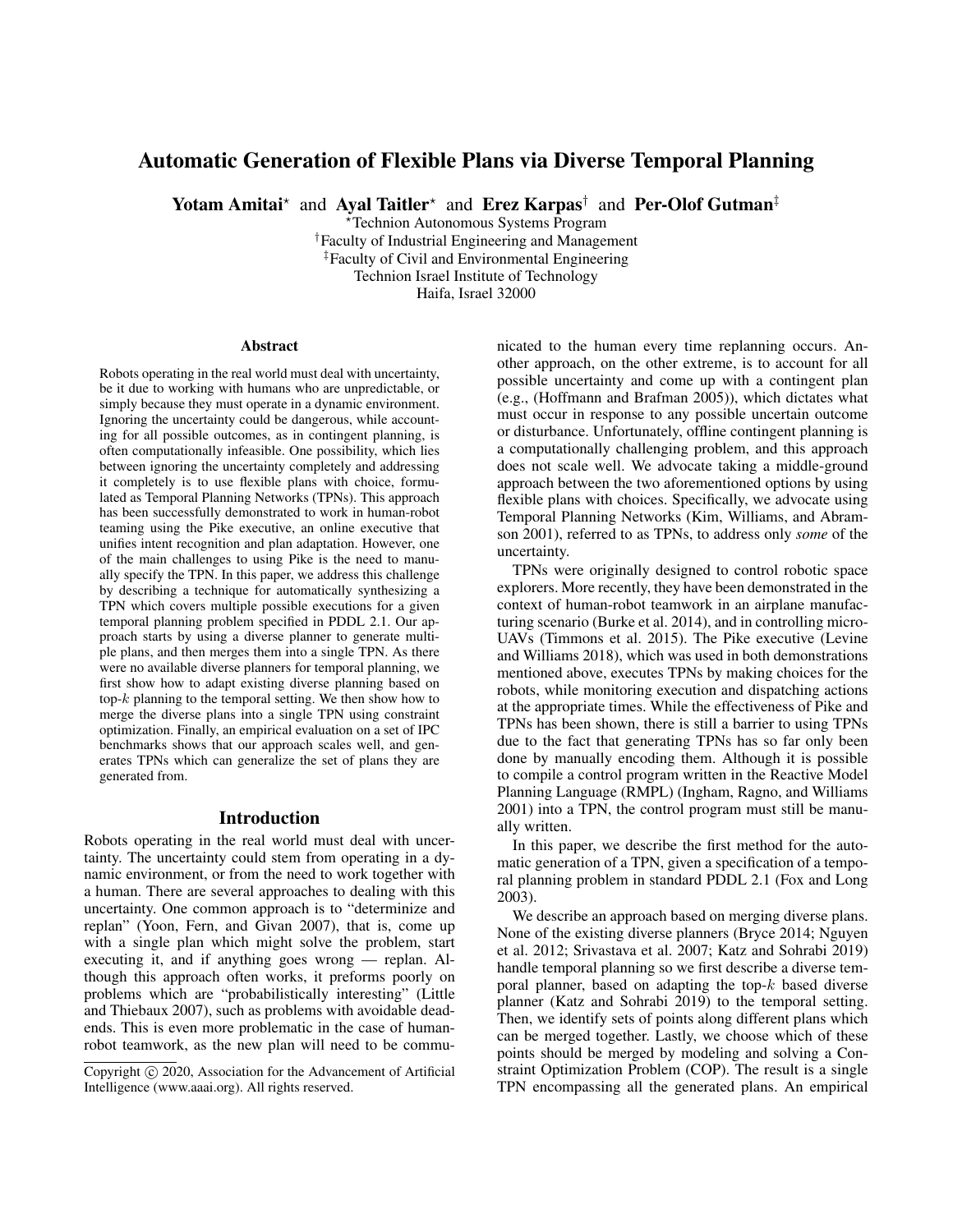# Automatic Generation of Flexible Plans via Diverse Temporal Planning

**Yotam Amitai**[⋆] and **Ayal Taitler**[⋆] and **Erez Karpas**[†] and **Per-Olof Gutman**[‡]

[⋆]Technion Autonomous Systems Program
[†]Faculty of Industrial Engineering and Management
[‡]Faculty of Civil and Environmental Engineering
Technion Israel Institute of Technology
Haifa, Israel 32000

### Abstract

Robots operating in the real world must deal with uncertainty, be it due to working with humans who are unpredictable, or simply because they must operate in a dynamic environment. Ignoring the uncertainty could be dangerous, while accounting for all possible outcomes, as in contingent planning, is often computationally infeasible. One possibility, which lies between ignoring the uncertainty completely and addressing it completely is to use flexible plans with choice, formulated as Temporal Planning Networks (TPNs). This approach has been successfully demonstrated to work in human-robot teaming using the Pike executive, an online executive that unifies intent recognition and plan adaptation. However, one of the main challenges to using Pike is the need to manually specify the TPN. In this paper, we address this challenge by describing a technique for automatically synthesizing a TPN which covers multiple possible executions for a given temporal planning problem specified in PDDL 2.1. Our approach starts by using a diverse planner to generate multiple plans, and then merges them into a single TPN. As there were no available diverse planners for temporal planning, we first show how to adapt existing diverse planning based on top-$k$ planning to the temporal setting. We then show how to merge the diverse plans into a single TPN using constraint optimization. Finally, an empirical evaluation on a set of IPC benchmarks shows that our approach scales well, and generates TPNs which can generalize the set of plans they are generated from.

## Introduction

Robots operating in the real world must deal with uncertainty. The uncertainty could stem from operating in a dynamic environment, or from the need to work together with a human. There are several approaches to dealing with this uncertainty. One common approach is to "determinize and replan" (Yoon, Fern, and Givan 2007), that is, come up with a single plan which might solve the problem, start executing it, and if anything goes wrong — replan. Although this approach often works, it preforms poorly on problems which are "probabilistically interesting" (Little and Thiebaux 2007), such as problems with avoidable dead-ends. This is even more problematic in the case of human-robot teamwork, as the new plan will need to be communicated to the human every time replanning occurs. Another approach, on the other extreme, is to account for all possible uncertainty and come up with a contingent plan (e.g., (Hoffmann and Brafman 2005)), which dictates what must occur in response to any possible uncertain outcome or disturbance. Unfortunately, offline contingent planning is a computationally challenging problem, and this approach does not scale well. We advocate taking a middle-ground approach between the two aforementioned options by using flexible plans with choices. Specifically, we advocate using Temporal Planning Networks (Kim, Williams, and Abramson 2001), referred to as TPNs, to address only *some* of the uncertainty.

TPNs were originally designed to control robotic space explorers. More recently, they have been demonstrated in the context of human-robot teamwork in an airplane manufacturing scenario (Burke et al. 2014), and in controlling micro-UAVs (Timmons et al. 2015). The Pike executive (Levine and Williams 2018), which was used in both demonstrations mentioned above, executes TPNs by making choices for the robots, while monitoring execution and dispatching actions at the appropriate times. While the effectiveness of Pike and TPNs has been shown, there is still a barrier to using TPNs due to the fact that generating TPNs has so far only been done by manually encoding them. Although it is possible to compile a control program written in the Reactive Model Planning Language (RMPL) (Ingham, Ragno, and Williams 2001) into a TPN, the control program must still be manually written.

In this paper, we describe the first method for the automatic generation of a TPN, given a specification of a temporal planning problem in standard PDDL 2.1 (Fox and Long 2003).

We describe an approach based on merging diverse plans. None of the existing diverse planners (Bryce 2014; Nguyen et al. 2012; Srivastava et al. 2007; Katz and Sohrabi 2019) handle temporal planning so we first describe a diverse temporal planner, based on adapting the top-$k$ based diverse planner (Katz and Sohrabi 2019) to the temporal setting. Then, we identify sets of points along different plans which can be merged together. Lastly, we choose which of these points should be merged by modeling and solving a Constraint Optimization Problem (COP). The result is a single TPN encompassing all the generated plans. An empirical

Copyright © 2020, Association for the Advancement of Artificial Intelligence (www.aaai.org). All rights reserved.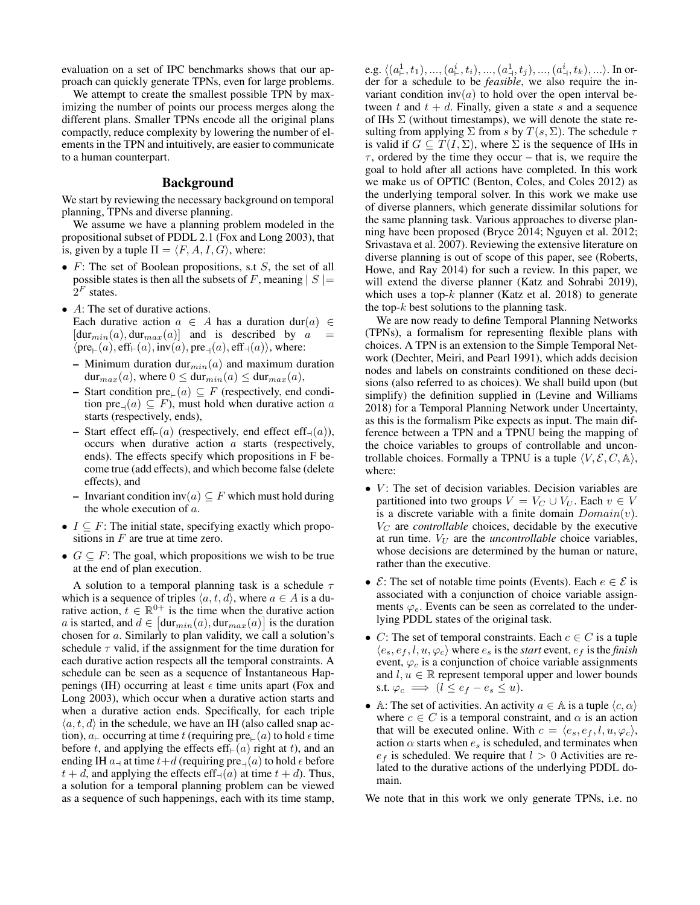evaluation on a set of IPC benchmarks shows that our approach can quickly generate TPNs, even for large problems.

We attempt to create the smallest possible TPN by maximizing the number of points our process merges along the different plans. Smaller TPNs encode all the original plans compactly, reduce complexity by lowering the number of elements in the TPN and intuitively, are easier to communicate to a human counterpart.

## Background

We start by reviewing the necessary background on temporal planning, TPNs and diverse planning.

We assume we have a planning problem modeled in the propositional subset of PDDL 2.1 (Fox and Long 2003), that is, given by a tuple $\Pi = \langle F, A, I, G \rangle$, where:

- $F$: The set of Boolean propositions, s.t $S$, the set of all possible states is then all the subsets of $F$, meaning $|S| = 2^F$ states.
- $A$: The set of durative actions.
  Each durative action $a \in A$ has a duration $\text{dur}(a) \in [\text{dur}_{min}(a), \text{dur}_{max}(a)]$ and is described by $a = \langle \text{pre}_{\vdash}(a), \text{eff}_{\vdash}(a), \text{inv}(a), \text{pre}_{\dashv}(a), \text{eff}_{\dashv}(a) \rangle$, where:
  - Minimum duration $\text{dur}_{min}(a)$ and maximum duration $\text{dur}_{max}(a)$, where $0 \leq \text{dur}_{min}(a) \leq \text{dur}_{max}(a)$,
  - Start condition $\text{pre}_{\vdash}(a) \subseteq F$ (respectively, end condition $\text{pre}_{\dashv}(a) \subseteq F$), must hold when durative action $a$ starts (respectively, ends),
  - Start effect $\text{eff}_{\vdash}(a)$ (respectively, end effect $\text{eff}_{\dashv}(a)$), occurs when durative action $a$ starts (respectively, ends). The effects specify which propositions in F become true (add effects), and which become false (delete effects), and
  - Invariant condition $\text{inv}(a) \subseteq F$ which must hold during the whole execution of $a$.
- $I \subseteq F$: The initial state, specifying exactly which propositions in $F$ are true at time zero.
- $G \subseteq F$: The goal, which propositions we wish to be true at the end of plan execution.

A solution to a temporal planning task is a schedule $\tau$ which is a sequence of triples $\langle a, t, d \rangle$, where $a \in A$ is a durative action, $t \in \mathbb{R}^{0+}$ is the time when the durative action $a$ is started, and $d \in [\text{dur}_{min}(a), \text{dur}_{max}(a)]$ is the duration chosen for $a$. Similarly to plan validity, we call a solution's schedule $\tau$ valid, if the assignment for the time duration for each durative action respects all the temporal constraints. A schedule can be seen as a sequence of Instantaneous Happenings (IH) occurring at least $\epsilon$ time units apart (Fox and Long 2003), which occur when a durative action starts and when a durative action ends. Specifically, for each triple $\langle a, t, d \rangle$ in the schedule, we have an IH (also called snap action), $a_{\vdash}$ occurring at time $t$ (requiring $\text{pre}_{\vdash}(a)$ to hold $\epsilon$ time before $t$, and applying the effects $\text{eff}_{\vdash}(a)$ right at $t$), and an ending IH $a_{\dashv}$ at time $t+d$ (requiring $\text{pre}_{\dashv}(a)$ to hold $\epsilon$ before $t+d$, and applying the effects $\text{eff}_{\dashv}(a)$ at time $t+d$). Thus, a solution for a temporal planning problem can be viewed as a sequence of such happenings, each with its time stamp, e.g. $\langle (a^1_{\vdash}, t_1), ..., (a^i_{\vdash}, t_i), ..., (a^1_{\dashv}, t_j), ..., (a^i_{\dashv}, t_k), ... \rangle$. In order for a schedule to be ***feasible***, we also require the invariant condition $\text{inv}(a)$ to hold over the open interval between $t$ and $t+d$. Finally, given a state $s$ and a sequence of IHs $\Sigma$ (without timestamps), we will denote the state resulting from applying $\Sigma$ from $s$ by $T(s, \Sigma)$. The schedule $\tau$ is valid if $G \subseteq T(I, \Sigma)$, where $\Sigma$ is the sequence of IHs in $\tau$, ordered by the time they occur – that is, we require the goal to hold after all actions have completed. In this work we make us of OPTIC (Benton, Coles, and Coles 2012) as the underlying temporal solver. In this work we make use of diverse planners, which generate dissimilar solutions for the same planning task. Various approaches to diverse planning have been proposed (Bryce 2014; Nguyen et al. 2012; Srivastava et al. 2007). Reviewing the extensive literature on diverse planning is out of scope of this paper, see (Roberts, Howe, and Ray 2014) for such a review. In this paper, we will extend the diverse planner (Katz and Sohrabi 2019), which uses a top-$k$ planner (Katz et al. 2018) to generate the top-$k$ best solutions to the planning task.

We are now ready to define Temporal Planning Networks (TPNs), a formalism for representing flexible plans with choices. A TPN is an extension to the Simple Temporal Network (Dechter, Meiri, and Pearl 1991), which adds decision nodes and labels on constraints conditioned on these decisions (also referred to as choices). We shall build upon (but simplify) the definition supplied in (Levine and Williams 2018) for a Temporal Planning Network under Uncertainty, as this is the formalism Pike expects as input. The main difference between a TPN and a TPNU being the mapping of the choice variables to groups of controllable and uncontrollable choices. Formally a TPNU is a tuple $\langle V, \mathcal{E}, C, \mathbb{A} \rangle$, where:

- $V$: The set of decision variables. Decision variables are partitioned into two groups $V = V_C \cup V_U$. Each $v \in V$ is a discrete variable with a finite domain $Domain(v)$. $V_C$ are *controllable* choices, decidable by the executive at run time. $V_U$ are the *uncontrollable* choice variables, whose decisions are determined by the human or nature, rather than the executive.
- $\mathcal{E}$: The set of notable time points (Events). Each $e \in \mathcal{E}$ is associated with a conjunction of choice variable assignments $\varphi_e$. Events can be seen as correlated to the underlying PDDL states of the original task.
- $C$: The set of temporal constraints. Each $c \in C$ is a tuple $\langle e_s, e_f, l, u, \varphi_c \rangle$ where $e_s$ is the *start* event, $e_f$ is the *finish* event, $\varphi_c$ is a conjunction of choice variable assignments and $l, u \in \mathbb{R}$ represent temporal upper and lower bounds s.t. $\varphi_c \implies (l \leq e_f - e_s \leq u)$.
- $\mathbb{A}$: The set of activities. An activity $a \in \mathbb{A}$ is a tuple $\langle c, \alpha \rangle$ where $c \in C$ is a temporal constraint, and $\alpha$ is an action that will be executed online. With $c = \langle e_s, e_f, l, u, \varphi_c \rangle$, action $\alpha$ starts when $e_s$ is scheduled, and terminates when $e_f$ is scheduled. We require that $l > 0$ Activities are related to the durative actions of the underlying PDDL domain.

We note that in this work we only generate TPNs, i.e. no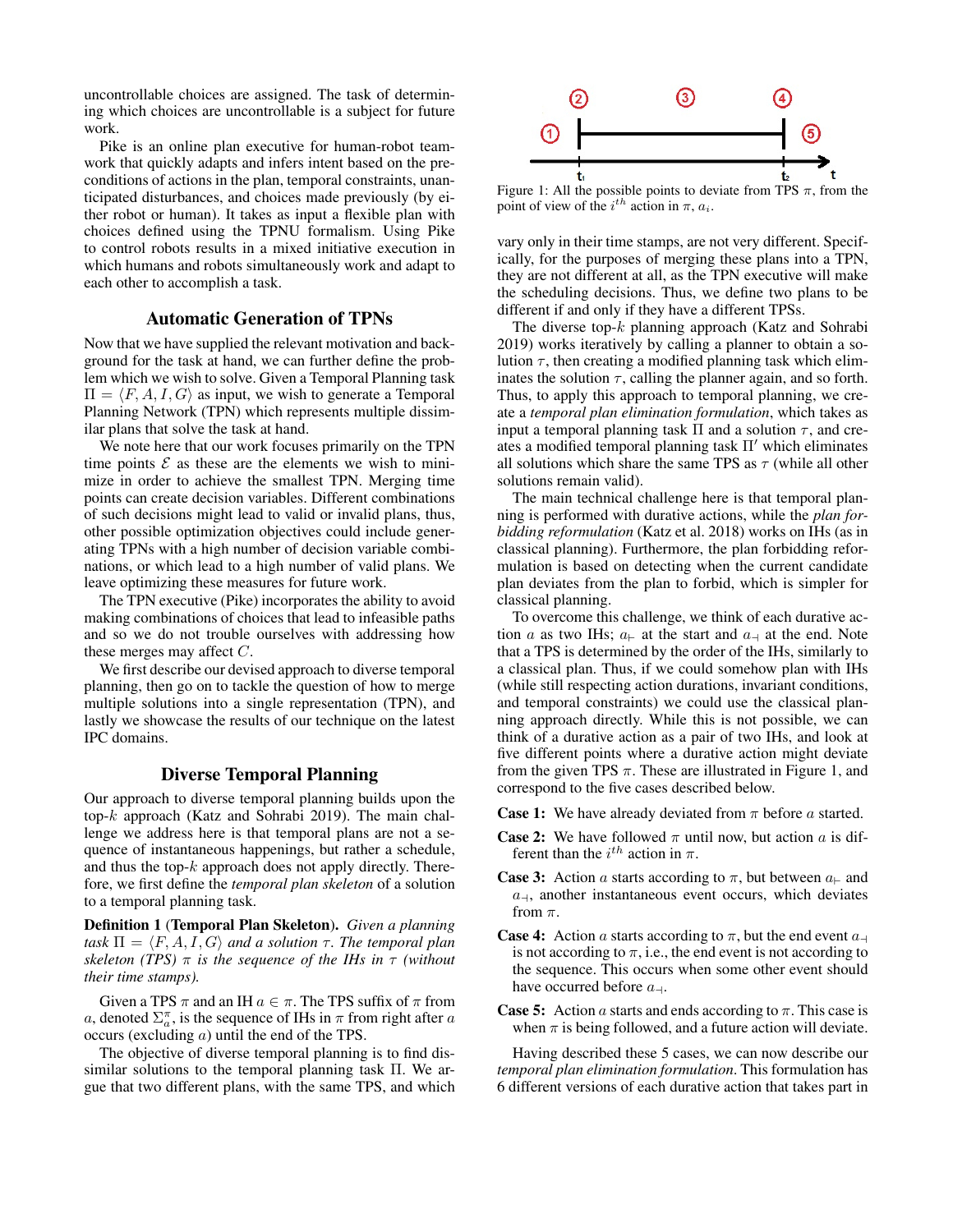uncontrollable choices are assigned. The task of determining which choices are uncontrollable is a subject for future work.

Pike is an online plan executive for human-robot teamwork that quickly adapts and infers intent based on the preconditions of actions in the plan, temporal constraints, unanticipated disturbances, and choices made previously (by either robot or human). It takes as input a flexible plan with choices defined using the TPNU formalism. Using Pike to control robots results in a mixed initiative execution in which humans and robots simultaneously work and adapt to each other to accomplish a task.

## Automatic Generation of TPNs

Now that we have supplied the relevant motivation and background for the task at hand, we can further define the problem which we wish to solve. Given a Temporal Planning task $\Pi = \langle F, A, I, G \rangle$ as input, we wish to generate a Temporal Planning Network (TPN) which represents multiple dissimilar plans that solve the task at hand.

We note here that our work focuses primarily on the TPN time points $\mathcal{E}$ as these are the elements we wish to minimize in order to achieve the smallest TPN. Merging time points can create decision variables. Different combinations of such decisions might lead to valid or invalid plans, thus, other possible optimization objectives could include generating TPNs with a high number of decision variable combinations, or which lead to a high number of valid plans. We leave optimizing these measures for future work.

The TPN executive (Pike) incorporates the ability to avoid making combinations of choices that lead to infeasible paths and so we do not trouble ourselves with addressing how these merges may affect $C$.

We first describe our devised approach to diverse temporal planning, then go on to tackle the question of how to merge multiple solutions into a single representation (TPN), and lastly we showcase the results of our technique on the latest IPC domains.

## Diverse Temporal Planning

Our approach to diverse temporal planning builds upon the top-$k$ approach (Katz and Sohrabi 2019). The main challenge we address here is that temporal plans are not a sequence of instantaneous happenings, but rather a schedule, and thus the top-$k$ approach does not apply directly. Therefore, we first define the *temporal plan skeleton* of a solution to a temporal planning task.

**Definition 1 (Temporal Plan Skeleton).** *Given a planning task $\Pi = \langle F, A, I, G \rangle$ and a solution $\tau$. The temporal plan skeleton (TPS) $\pi$ is the sequence of the IHs in $\tau$ (without their time stamps).*

Given a TPS $\pi$ and an IH $a \in \pi$. The TPS suffix of $\pi$ from $a$, denoted $\Sigma_a^\pi$, is the sequence of IHs in $\pi$ from right after $a$ occurs (excluding $a$) until the end of the TPS.

The objective of diverse temporal planning is to find dissimilar solutions to the temporal planning task $\Pi$. We argue that two different plans, with the same TPS, and which vary only in their time stamps, are not very different. Specifically, for the purposes of merging these plans into a TPN, they are not different at all, as the TPN executive will make the scheduling decisions. Thus, we define two plans to be different if and only if they have a different TPSs.

Figure 1: All the possible points to deviate from TPS $\pi$, from the point of view of the $i^{th}$ action in $\pi$, $a_i$.

The diverse top-$k$ planning approach (Katz and Sohrabi 2019) works iteratively by calling a planner to obtain a solution $\tau$, then creating a modified planning task which eliminates the solution $\tau$, calling the planner again, and so forth. Thus, to apply this approach to temporal planning, we create a *temporal plan elimination formulation*, which takes as input a temporal planning task $\Pi$ and a solution $\tau$, and creates a modified temporal planning task $\Pi'$ which eliminates all solutions which share the same TPS as $\tau$ (while all other solutions remain valid).

The main technical challenge here is that temporal planning is performed with durative actions, while the *plan forbidding reformulation* (Katz et al. 2018) works on IHs (as in classical planning). Furthermore, the plan forbidding reformulation is based on detecting when the current candidate plan deviates from the plan to forbid, which is simpler for classical planning.

To overcome this challenge, we think of each durative action $a$ as two IHs; $a_\vdash$ at the start and $a_\dashv$ at the end. Note that a TPS is determined by the order of the IHs, similarly to a classical plan. Thus, if we could somehow plan with IHs (while still respecting action durations, invariant conditions, and temporal constraints) we could use the classical planning approach directly. While this is not possible, we can think of a durative action as a pair of two IHs, and look at five different points where a durative action might deviate from the given TPS $\pi$. These are illustrated in Figure 1, and correspond to the five cases described below.

**Case 1:** We have already deviated from $\pi$ before $a$ started.

**Case 2:** We have followed $\pi$ until now, but action $a$ is different than the $i^{th}$ action in $\pi$.

**Case 3:** Action $a$ starts according to $\pi$, but between $a_\vdash$ and $a_\dashv$, another instantaneous event occurs, which deviates from $\pi$.

**Case 4:** Action $a$ starts according to $\pi$, but the end event $a_\dashv$ is not according to $\pi$, i.e., the end event is not according to the sequence. This occurs when some other event should have occurred before $a_\dashv$.

**Case 5:** Action $a$ starts and ends according to $\pi$. This case is when $\pi$ is being followed, and a future action will deviate.

Having described these 5 cases, we can now describe our *temporal plan elimination formulation*. This formulation has 6 different versions of each durative action that takes part in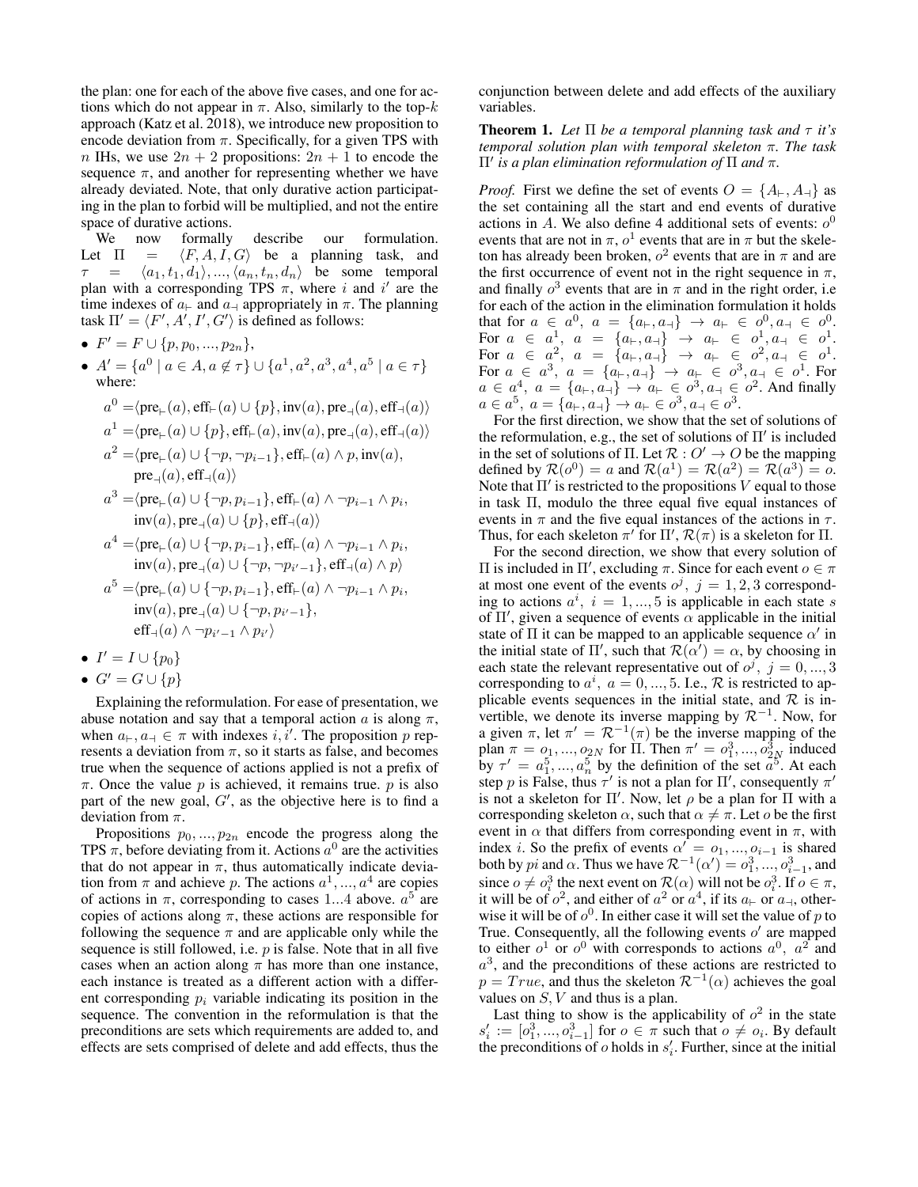the plan: one for each of the above five cases, and one for actions which do not appear in $\pi$. Also, similarly to the top-$k$ approach (Katz et al. 2018), we introduce new proposition to encode deviation from $\pi$. Specifically, for a given TPS with $n$ IHs, we use $2n+2$ propositions: $2n+1$ to encode the sequence $\pi$, and another for representing whether we have already deviated. Note, that only durative action participating in the plan to forbid will be multiplied, and not the entire space of durative actions.

We now formally describe our formulation. Let $\Pi = \langle F, A, I, G \rangle$ be a planning task, and $\tau = \langle a_1, t_1, d_1 \rangle, ..., \langle a_n, t_n, d_n \rangle$ be some temporal plan with a corresponding TPS $\pi$, where $i$ and $i'$ are the time indexes of $a_\vdash$ and $a_\dashv$ appropriately in $\pi$. The planning task $\Pi' = \langle F', A', I', G' \rangle$ is defined as follows:

- $F' = F \cup \{p, p_0, ..., p_{2n}\}$,
- $A' = \{a^0 \mid a \in A, a \notin \tau\} \cup \{a^1, a^2, a^3, a^4, a^5 \mid a \in \tau\}$ where:

$$a^0 = \langle \text{pre}_\vdash(a), \text{eff}_\vdash(a) \cup \{p\}, \text{inv}(a), \text{pre}_\dashv(a), \text{eff}_\dashv(a) \rangle$$

$$a^1 = \langle \text{pre}_\vdash(a) \cup \{p\}, \text{eff}_\vdash(a), \text{inv}(a), \text{pre}_\dashv(a), \text{eff}_\dashv(a) \rangle$$

$$a^2 = \langle \text{pre}_\vdash(a) \cup \{\neg p, \neg p_{i-1}\}, \text{eff}_\vdash(a) \wedge p, \text{inv}(a), \text{pre}_\dashv(a), \text{eff}_\dashv(a) \rangle$$

$$a^3 = \langle \text{pre}_\vdash(a) \cup \{\neg p, p_{i-1}\}, \text{eff}_\vdash(a) \wedge \neg p_{i-1} \wedge p_i, \text{inv}(a), \text{pre}_\dashv(a) \cup \{p\}, \text{eff}_\dashv(a) \rangle$$

$$a^4 = \langle \text{pre}_\vdash(a) \cup \{\neg p, p_{i-1}\}, \text{eff}_\vdash(a) \wedge \neg p_{i-1} \wedge p_i, \text{inv}(a), \text{pre}_\dashv(a) \cup \{\neg p, \neg p_{i'-1}\}, \text{eff}_\dashv(a) \wedge p \rangle$$

$$a^5 = \langle \text{pre}_\vdash(a) \cup \{\neg p, p_{i-1}\}, \text{eff}_\vdash(a) \wedge \neg p_{i-1} \wedge p_i, \text{inv}(a), \text{pre}_\dashv(a) \cup \{\neg p, p_{i'-1}\}, \text{eff}_\dashv(a) \wedge \neg p_{i'-1} \wedge p_{i'} \rangle$$

- $I' = I \cup \{p_0\}$
- $G' = G \cup \{p\}$

Explaining the reformulation. For ease of presentation, we abuse notation and say that a temporal action $a$ is along $\pi$, when $a_\vdash, a_\dashv \in \pi$ with indexes $i, i'$. The proposition $p$ represents a deviation from $\pi$, so it starts as false, and becomes true when the sequence of actions applied is not a prefix of $\pi$. Once the value $p$ is achieved, it remains true. $p$ is also part of the new goal, $G'$, as the objective here is to find a deviation from $\pi$.

Propositions $p_0, ..., p_{2n}$ encode the progress along the TPS $\pi$, before deviating from it. Actions $a^0$ are the activities that do not appear in $\pi$, thus automatically indicate deviation from $\pi$ and achieve $p$. The actions $a^1, ..., a^4$ are copies of actions in $\pi$, corresponding to cases $1...4$ above. $a^5$ are copies of actions along $\pi$, these actions are responsible for following the sequence $\pi$ and are applicable only while the sequence is still followed, i.e. $p$ is false. Note that in all five cases when an action along $\pi$ has more than one instance, each instance is treated as a different action with a different corresponding $p_i$ variable indicating its position in the sequence. The convention in the reformulation is that the preconditions are sets which requirements are added to, and effects are sets comprised of delete and add effects, thus the conjunction between delete and add effects of the auxiliary variables.

**Theorem 1.** *Let $\Pi$ be a temporal planning task and $\tau$ it's temporal solution plan with temporal skeleton $\pi$. The task $\Pi'$ is a plan elimination reformulation of $\Pi$ and $\pi$.*

*Proof.* First we define the set of events $O = \{A_\vdash, A_\dashv\}$ as the set containing all the start and end events of durative actions in $A$. We also define 4 additional sets of events: $o^0$ events that are not in $\pi$, $o^1$ events that are in $\pi$ but the skeleton has already been broken, $o^2$ events that are in $\pi$ and are the first occurrence of event not in the right sequence in $\pi$, and finally $o^3$ events that are in $\pi$ and in the right order, i.e for each of the action in the elimination formulation it holds that for $a \in a^0$, $a = \{a_\vdash, a_\dashv\} \rightarrow a_\vdash \in o^0, a_\dashv \in o^0$. For $a \in a^1$, $a = \{a_\vdash, a_\dashv\} \rightarrow a_\vdash \in o^1, a_\dashv \in o^1$. For $a \in a^2$, $a = \{a_\vdash, a_\dashv\} \rightarrow a_\vdash \in o^2, a_\dashv \in o^1$. For $a \in a^3$, $a = \{a_\vdash, a_\dashv\} \rightarrow a_\vdash \in o^3, a_\dashv \in o^1$. For $a \in a^4$, $a = \{a_\vdash, a_\dashv\} \rightarrow a_\vdash \in o^3, a_\dashv \in o^2$. And finally $a \in a^5$, $a = \{a_\vdash, a_\dashv\} \rightarrow a_\vdash \in o^3, a_\dashv \in o^3$.

For the first direction, we show that the set of solutions of the reformulation, e.g., the set of solutions of $\Pi'$ is included in the set of solutions of $\Pi$. Let $\mathcal{R} : O' \rightarrow O$ be the mapping defined by $\mathcal{R}(o^0) = a$ and $\mathcal{R}(a^1) = \mathcal{R}(a^2) = \mathcal{R}(a^3) = o$. Note that $\Pi'$ is restricted to the propositions $V$ equal to those in task $\Pi$, modulo the three equal five equal instances of events in $\pi$ and the five equal instances of the actions in $\tau$. Thus, for each skeleton $\pi'$ for $\Pi'$, $\mathcal{R}(\pi)$ is a skeleton for $\Pi$.

For the second direction, we show that every solution of $\Pi$ is included in $\Pi'$, excluding $\pi$. Since for each event $o \in \pi$ at most one event of the events $o^j$, $j = 1, 2, 3$ corresponding to actions $a^i$, $i = 1, ..., 5$ is applicable in each state $s$ of $\Pi'$, given a sequence of events $\alpha$ applicable in the initial state of $\Pi$ it can be mapped to an applicable sequence $\alpha'$ in the initial state of $\Pi'$, such that $\mathcal{R}(\alpha') = \alpha$, by choosing in each state the relevant representative out of $o^j$, $j = 0, ..., 3$ corresponding to $a^i$, $a = 0, ..., 5$. I.e., $\mathcal{R}$ is restricted to applicable events sequences in the initial state, and $\mathcal{R}$ is invertible, we denote its inverse mapping by $\mathcal{R}^{-1}$. Now, for a given $\pi$, let $\pi' = \mathcal{R}^{-1}(\pi)$ be the inverse mapping of the plan $\pi = o_1, ..., o_{2N}$ for $\Pi$. Then $\pi' = o^3_1, ..., o^3_{2N}$ induced by $\tau' = a^5_1, ..., a^5_n$ by the definition of the set $a^5$. At each step $p$ is False, thus $\tau'$ is not a plan for $\Pi'$, consequently $\pi'$ is not a skeleton for $\Pi'$. Now, let $\rho$ be a plan for $\Pi$ with a corresponding skeleton $\alpha$, such that $\alpha \neq \pi$. Let $o$ be the first event in $\alpha$ that differs from corresponding event in $\pi$, with index $i$. So the prefix of events $\alpha' = o_1, ..., o_{i-1}$ is shared both by $pi$ and $\alpha$. Thus we have $\mathcal{R}^{-1}(\alpha') = o^3_1, ..., o^3_{i-1}$, and since $o \neq o^3_i$ the next event on $\mathcal{R}(\alpha)$ will not be $o^3_i$. If $o \in \pi$, it will be of $o^2$, and either of $a^2$ or $a^4$, if its $a_\vdash$ or $a_\dashv$, otherwise it will be of $o^0$. In either case it will set the value of $p$ to True. Consequently, all the following events $o'$ are mapped to either $o^1$ or $o^0$ with corresponds to actions $a^0$, $a^2$ and $a^3$, and the preconditions of these actions are restricted to $p = True$, and thus the skeleton $\mathcal{R}^{-1}(\alpha)$ achieves the goal values on $S, V$ and thus is a plan.

Last thing to show is the applicability of $o^2$ in the state $s'_i := [o^3_1, ..., o^3_{i-1}]$ for $o \in \pi$ such that $o \neq o_i$. By default the preconditions of $o$ holds in $s'_i$. Further, since at the initial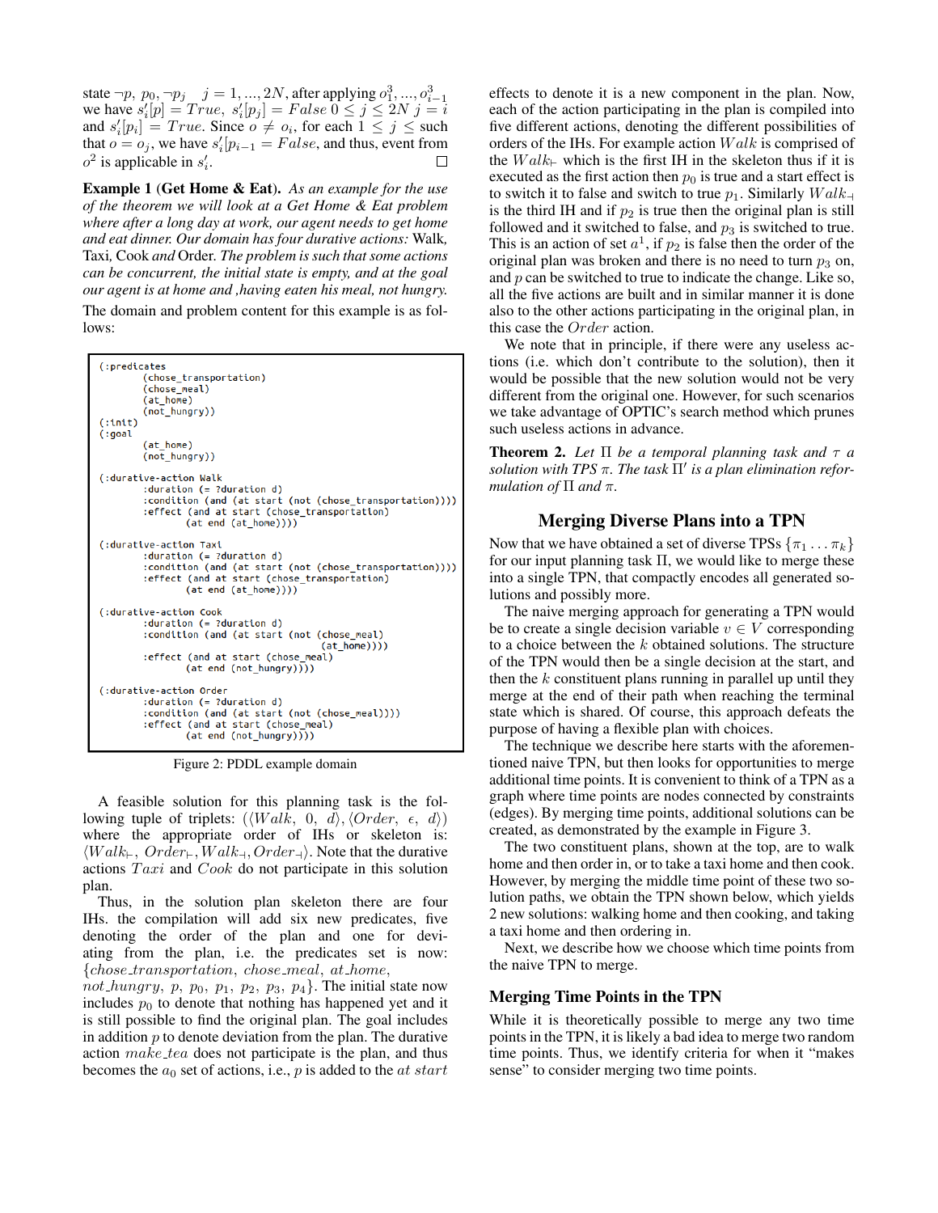state $\neg p,\ p_0, \neg p_j \quad j = 1, ..., 2N$, after applying $o^3_1, ..., o^3_{i-1}$ we have $s'_i[p] = True,\ s'_i[p_j] = False\ 0 \leq j \leq 2N\ j = i$ and $s'_i[p_i] = True$. Since $o \neq o_i$, for each $1 \leq j \leq$ such that $o = o_j$, we have $s'_i[p_{i-1} = False$, and thus, event from $o^2$ is applicable in $s'_i$. □

**Example 1 (Get Home & Eat).** *As an example for the use of the theorem we will look at a Get Home & Eat problem where after a long day at work, our agent needs to get home and eat dinner. Our domain has four durative actions:* Walk, Taxi, Cook *and* Order. *The problem is such that some actions can be concurrent, the initial state is empty, and at the goal our agent is at home and ,having eaten his meal, not hungry.*

The domain and problem content for this example is as follows:

```
(:predicates
        (chose_transportation)
        (chose_meal)
        (at_home)
        (not_hungry))
(:init)
(:goal
        (at_home)
        (not_hungry))

(:durative-action Walk
        :duration (= ?duration d)
        :condition (and (at start (not (chose_transportation))))
        :effect (and (at start (chose_transportation)
                (at end (at_home))))

(:durative-action Taxi
        :duration (= ?duration d)
        :condition (and (at start (not (chose_transportation))))
        :effect (and (at start (chose_transportation)
                (at end (at_home))))

(:durative-action Cook
        :duration (= ?duration d)
        :condition (and (at start (not (chose_meal)
                                  (at_home))))
        :effect (and (at start (chose_meal)
                (at end (not_hungry))))

(:durative-action Order
        :duration (= ?duration d)
        :condition (and (at start (not (chose_meal))))
        :effect (and (at start (chose_meal)
                (at end (not_hungry))))
```

Figure 2: PDDL example domain

A feasible solution for this planning task is the following tuple of triplets: $(\langle Walk,\ 0,\ d\rangle, \langle Order,\ \epsilon,\ d\rangle)$ where the appropriate order of IHs or skeleton is: $\langle Walk_{\vdash},\ Order_{\vdash}, Walk_{\dashv}, Order_{\dashv}\rangle$. Note that the durative actions $Taxi$ and $Cook$ do not participate in this solution plan.

Thus, in the solution plan skeleton there are four IHs. the compilation will add six new predicates, five denoting the order of the plan and one for deviating from the plan, i.e. the predicates set is now: $\{chose\_transportation,\ chose\_meal,\ at\_home,$ $not\_hungry,\ p,\ p_0,\ p_1,\ p_2,\ p_3,\ p_4\}$. The initial state now includes $p_0$ to denote that nothing has happened yet and it is still possible to find the original plan. The goal includes in addition $p$ to denote deviation from the plan. The durative action $make\_tea$ does not participate is the plan, and thus becomes the $a_0$ set of actions, i.e., $p$ is added to the $at\ start$ effects to denote it is a new component in the plan. Now, each of the action participating in the plan is compiled into five different actions, denoting the different possibilities of orders of the IHs. For example action $Walk$ is comprised of the $Walk_{\vdash}$ which is the first IH in the skeleton thus if it is executed as the first action then $p_0$ is true and a start effect is to switch it to false and switch to true $p_1$. Similarly $Walk_{\dashv}$ is the third IH and if $p_2$ is true then the original plan is still followed and it switched to false, and $p_3$ is switched to true. This is an action of set $a^1$, if $p_2$ is false then the order of the original plan was broken and there is no need to turn $p_3$ on, and $p$ can be switched to true to indicate the change. Like so, all the five actions are built and in similar manner it is done also to the other actions participating in the original plan, in this case the $Order$ action.

We note that in principle, if there were any useless actions (i.e. which don't contribute to the solution), then it would be possible that the new solution would not be very different from the original one. However, for such scenarios we take advantage of OPTIC's search method which prunes such useless actions in advance.

**Theorem 2.** *Let $\Pi$ be a temporal planning task and $\tau$ a solution with TPS $\pi$. The task $\Pi'$ is a plan elimination reformulation of $\Pi$ and $\pi$.*

## Merging Diverse Plans into a TPN

Now that we have obtained a set of diverse TPSs $\{\pi_1 \ldots \pi_k\}$ for our input planning task $\Pi$, we would like to merge these into a single TPN, that compactly encodes all generated solutions and possibly more.

The naive merging approach for generating a TPN would be to create a single decision variable $v \in V$ corresponding to a choice between the $k$ obtained solutions. The structure of the TPN would then be a single decision at the start, and then the $k$ constituent plans running in parallel up until they merge at the end of their path when reaching the terminal state which is shared. Of course, this approach defeats the purpose of having a flexible plan with choices.

The technique we describe here starts with the aforementioned naive TPN, but then looks for opportunities to merge additional time points. It is convenient to think of a TPN as a graph where time points are nodes connected by constraints (edges). By merging time points, additional solutions can be created, as demonstrated by the example in Figure 3.

The two constituent plans, shown at the top, are to walk home and then order in, or to take a taxi home and then cook. However, by merging the middle time point of these two solution paths, we obtain the TPN shown below, which yields 2 new solutions: walking home and then cooking, and taking a taxi home and then ordering in.

Next, we describe how we choose which time points from the naive TPN to merge.

### Merging Time Points in the TPN

While it is theoretically possible to merge any two time points in the TPN, it is likely a bad idea to merge two random time points. Thus, we identify criteria for when it "makes sense" to consider merging two time points.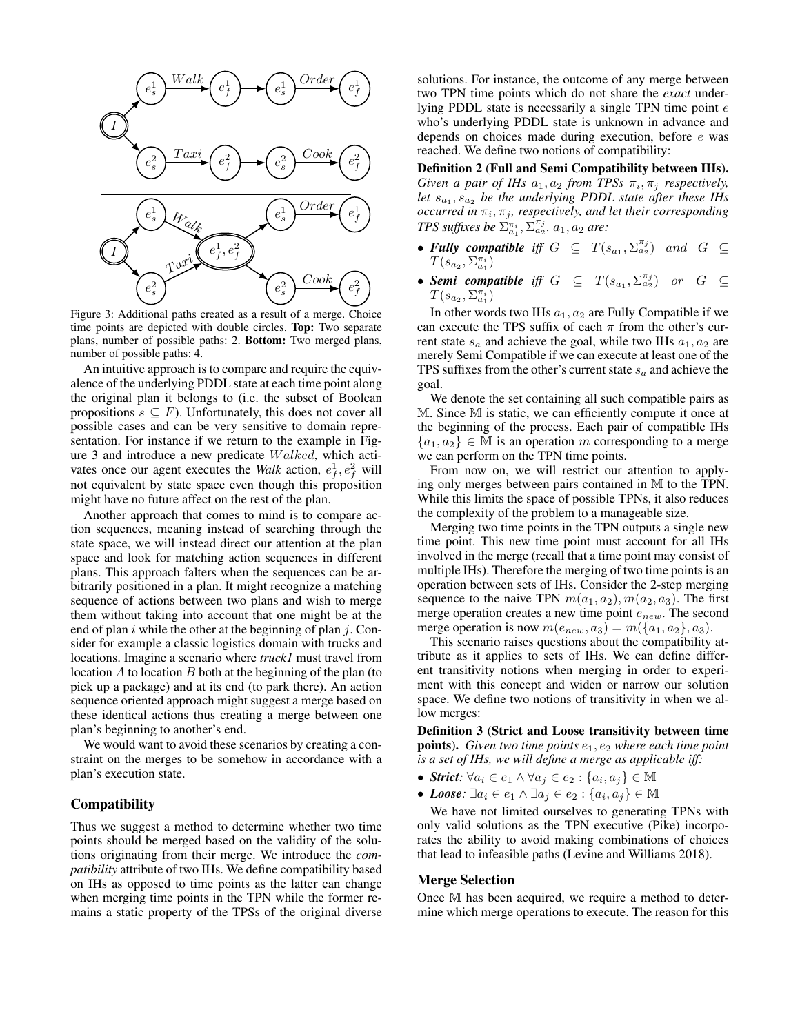Figure 3: Additional paths created as a result of a merge. Choice time points are depicted with double circles. **Top:** Two separate plans, number of possible paths: 2. **Bottom:** Two merged plans, number of possible paths: 4.

An intuitive approach is to compare and require the equivalence of the underlying PDDL state at each time point along the original plan it belongs to (i.e. the subset of Boolean propositions $s \subseteq F$). Unfortunately, this does not cover all possible cases and can be very sensitive to domain representation. For instance if we return to the example in Figure 3 and introduce a new predicate $Walked$, which activates once our agent executes the *Walk* action, $e_f^1, e_f^2$ will not equivalent by state space even though this proposition might have no future affect on the rest of the plan.

Another approach that comes to mind is to compare action sequences, meaning instead of searching through the state space, we will instead direct our attention at the plan space and look for matching action sequences in different plans. This approach falters when the sequences can be arbitrarily positioned in a plan. It might recognize a matching sequence of actions between two plans and wish to merge them without taking into account that one might be at the end of plan $i$ while the other at the beginning of plan $j$. Consider for example a classic logistics domain with trucks and locations. Imagine a scenario where *truck1* must travel from location $A$ to location $B$ both at the beginning of the plan (to pick up a package) and at its end (to park there). An action sequence oriented approach might suggest a merge based on these identical actions thus creating a merge between one plan's beginning to another's end.

We would want to avoid these scenarios by creating a constraint on the merges to be somehow in accordance with a plan's execution state.

## Compatibility

Thus we suggest a method to determine whether two time points should be merged based on the validity of the solutions originating from their merge. We introduce the *compatibility* attribute of two IHs. We define compatibility based on IHs as opposed to time points as the latter can change when merging time points in the TPN while the former remains a static property of the TPSs of the original diverse solutions. For instance, the outcome of any merge between two TPN time points which do not share the *exact* underlying PDDL state is necessarily a single TPN time point $e$ who's underlying PDDL state is unknown in advance and depends on choices made during execution, before $e$ was reached. We define two notions of compatibility:

**Definition 2 (Full and Semi Compatibility between IHs).** *Given a pair of IHs $a_1, a_2$ from TPSs $\pi_i, \pi_j$ respectively, let $s_{a_1}, s_{a_2}$ be the underlying PDDL state after these IHs occurred in $\pi_i, \pi_j$, respectively, and let their corresponding TPS suffixes be $\Sigma_{a_1}^{\pi_i}, \Sigma_{a_2}^{\pi_j}$. $a_1, a_2$ are:*

- ***Fully compatible*** *iff* $G \subseteq T(s_{a_1}, \Sigma_{a_2}^{\pi_j})$ *and* $G \subseteq T(s_{a_2}, \Sigma_{a_1}^{\pi_i})$
- ***Semi compatible*** *iff* $G \subseteq T(s_{a_1}, \Sigma_{a_2}^{\pi_j})$ *or* $G \subseteq T(s_{a_2}, \Sigma_{a_1}^{\pi_i})$

In other words two IHs $a_1, a_2$ are Fully Compatible if we can execute the TPS suffix of each $\pi$ from the other's current state $s_a$ and achieve the goal, while two IHs $a_1, a_2$ are merely Semi Compatible if we can execute at least one of the TPS suffixes from the other's current state $s_a$ and achieve the goal.

We denote the set containing all such compatible pairs as $\mathbb{M}$. Since $\mathbb{M}$ is static, we can efficiently compute it once at the beginning of the process. Each pair of compatible IHs $\{a_1, a_2\} \in \mathbb{M}$ is an operation $m$ corresponding to a merge we can perform on the TPN time points.

From now on, we will restrict our attention to applying only merges between pairs contained in $\mathbb{M}$ to the TPN. While this limits the space of possible TPNs, it also reduces the complexity of the problem to a manageable size.

Merging two time points in the TPN outputs a single new time point. This new time point must account for all IHs involved in the merge (recall that a time point may consist of multiple IHs). Therefore the merging of two time points is an operation between sets of IHs. Consider the 2-step merging sequence to the naive TPN $m(a_1, a_2), m(a_2, a_3)$. The first merge operation creates a new time point $e_{new}$. The second merge operation is now $m(e_{new}, a_3) = m(\{a_1, a_2\}, a_3)$.

This scenario raises questions about the compatibility attribute as it applies to sets of IHs. We can define different transitivity notions when merging in order to experiment with this concept and widen or narrow our solution space. We define two notions of transitivity in when we allow merges:

**Definition 3 (Strict and Loose transitivity between time points).** *Given two time points $e_1, e_2$ where each time point is a set of IHs, we will define a merge as applicable iff:*

- ***Strict***: $\forall a_i \in e_1 \wedge \forall a_j \in e_2 : \{a_i, a_j\} \in \mathbb{M}$
- ***Loose***: $\exists a_i \in e_1 \wedge \exists a_j \in e_2 : \{a_i, a_j\} \in \mathbb{M}$

We have not limited ourselves to generating TPNs with only valid solutions as the TPN executive (Pike) incorporates the ability to avoid making combinations of choices that lead to infeasible paths (Levine and Williams 2018).

## Merge Selection

Once $\mathbb{M}$ has been acquired, we require a method to determine which merge operations to execute. The reason for this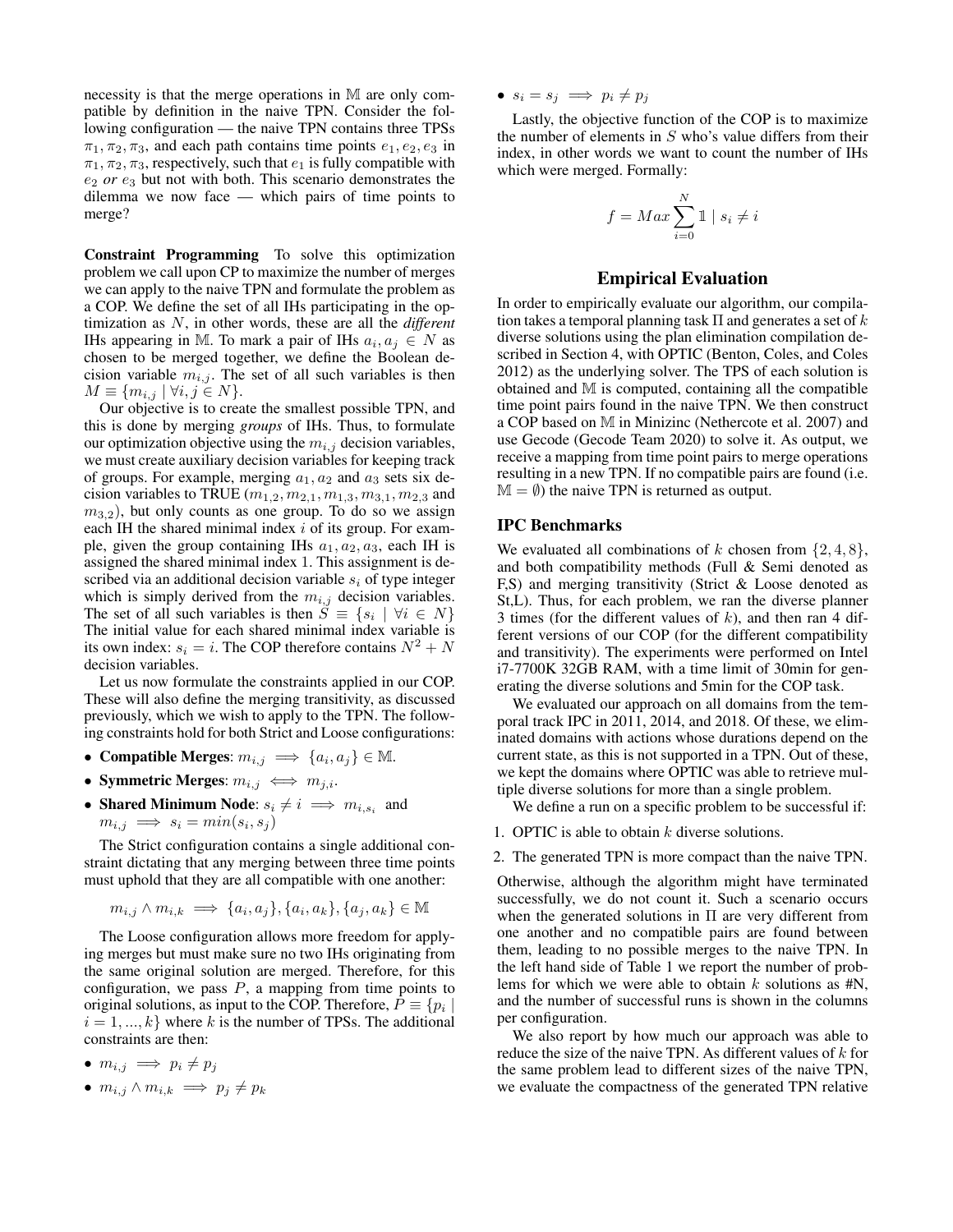necessity is that the merge operations in $\mathbb{M}$ are only compatible by definition in the naive TPN. Consider the following configuration — the naive TPN contains three TPSs $\pi_1, \pi_2, \pi_3$, and each path contains time points $e_1, e_2, e_3$ in $\pi_1, \pi_2, \pi_3$, respectively, such that $e_1$ is fully compatible with $e_2$ *or* $e_3$ but not with both. This scenario demonstrates the dilemma we now face — which pairs of time points to merge?

**Constraint Programming** To solve this optimization problem we call upon CP to maximize the number of merges we can apply to the naive TPN and formulate the problem as a COP. We define the set of all IHs participating in the optimization as $N$, in other words, these are all the *different* IHs appearing in $\mathbb{M}$. To mark a pair of IHs $a_i, a_j \in N$ as chosen to be merged together, we define the Boolean decision variable $m_{i,j}$. The set of all such variables is then $M \equiv \{m_{i,j} \mid \forall i, j \in N\}$.

Our objective is to create the smallest possible TPN, and this is done by merging *groups* of IHs. Thus, to formulate our optimization objective using the $m_{i,j}$ decision variables, we must create auxiliary decision variables for keeping track of groups. For example, merging $a_1, a_2$ and $a_3$ sets six decision variables to TRUE ($m_{1,2}, m_{2,1}, m_{1,3}, m_{3,1}, m_{2,3}$ and $m_{3,2}$), but only counts as one group. To do so we assign each IH the shared minimal index $i$ of its group. For example, given the group containing IHs $a_1, a_2, a_3$, each IH is assigned the shared minimal index 1. This assignment is described via an additional decision variable $s_i$ of type integer which is simply derived from the $m_{i,j}$ decision variables. The set of all such variables is then $S \equiv \{s_i \mid \forall i \in N\}$ The initial value for each shared minimal index variable is its own index: $s_i = i$. The COP therefore contains $N^2 + N$ decision variables.

Let us now formulate the constraints applied in our COP. These will also define the merging transitivity, as discussed previously, which we wish to apply to the TPN. The following constraints hold for both Strict and Loose configurations:

- **Compatible Merges**: $m_{i,j} \implies \{a_i, a_j\} \in \mathbb{M}$.
- **Symmetric Merges**: $m_{i,j} \iff m_{j,i}$.
- **Shared Minimum Node**: $s_i \neq i \implies m_{i,s_i}$ and $m_{i,j} \implies s_i = min(s_i, s_j)$

The Strict configuration contains a single additional constraint dictating that any merging between three time points must uphold that they are all compatible with one another:

$$m_{i,j} \wedge m_{i,k} \implies \{a_i, a_j\}, \{a_i, a_k\}, \{a_j, a_k\} \in \mathbb{M}$$

The Loose configuration allows more freedom for applying merges but must make sure no two IHs originating from the same original solution are merged. Therefore, for this configuration, we pass $P$, a mapping from time points to original solutions, as input to the COP. Therefore, $P \equiv \{p_i \mid i = 1, ..., k\}$ where $k$ is the number of TPSs. The additional constraints are then:

- $m_{i,j} \implies p_i \neq p_j$
- $m_{i,j} \wedge m_{i,k} \implies p_j \neq p_k$
- $s_i = s_j \implies p_i \neq p_j$

Lastly, the objective function of the COP is to maximize the number of elements in $S$ who's value differs from their index, in other words we want to count the number of IHs which were merged. Formally:

$$f = Max \sum_{i=0}^{N} \mathbb{1} \mid s_i \neq i$$

## Empirical Evaluation

In order to empirically evaluate our algorithm, our compilation takes a temporal planning task $\Pi$ and generates a set of $k$ diverse solutions using the plan elimination compilation described in Section 4, with OPTIC (Benton, Coles, and Coles 2012) as the underlying solver. The TPS of each solution is obtained and $\mathbb{M}$ is computed, containing all the compatible time point pairs found in the naive TPN. We then construct a COP based on $\mathbb{M}$ in Minizinc (Nethercote et al. 2007) and use Gecode (Gecode Team 2020) to solve it. As output, we receive a mapping from time point pairs to merge operations resulting in a new TPN. If no compatible pairs are found (i.e. $\mathbb{M} = \emptyset$) the naive TPN is returned as output.

### IPC Benchmarks

We evaluated all combinations of $k$ chosen from $\{2, 4, 8\}$, and both compatibility methods (Full & Semi denoted as F,S) and merging transitivity (Strict & Loose denoted as St,L). Thus, for each problem, we ran the diverse planner 3 times (for the different values of $k$), and then ran 4 different versions of our COP (for the different compatibility and transitivity). The experiments were performed on Intel i7-7700K 32GB RAM, with a time limit of 30min for generating the diverse solutions and 5min for the COP task.

We evaluated our approach on all domains from the temporal track IPC in 2011, 2014, and 2018. Of these, we eliminated domains with actions whose durations depend on the current state, as this is not supported in a TPN. Out of these, we kept the domains where OPTIC was able to retrieve multiple diverse solutions for more than a single problem.

We define a run on a specific problem to be successful if:

1. OPTIC is able to obtain $k$ diverse solutions.
2. The generated TPN is more compact than the naive TPN.

Otherwise, although the algorithm might have terminated successfully, we do not count it. Such a scenario occurs when the generated solutions in $\Pi$ are very different from one another and no compatible pairs are found between them, leading to no possible merges to the naive TPN. In the left hand side of Table 1 we report the number of problems for which we were able to obtain $k$ solutions as #N, and the number of successful runs is shown in the columns per configuration.

We also report by how much our approach was able to reduce the size of the naive TPN. As different values of $k$ for the same problem lead to different sizes of the naive TPN, we evaluate the compactness of the generated TPN relative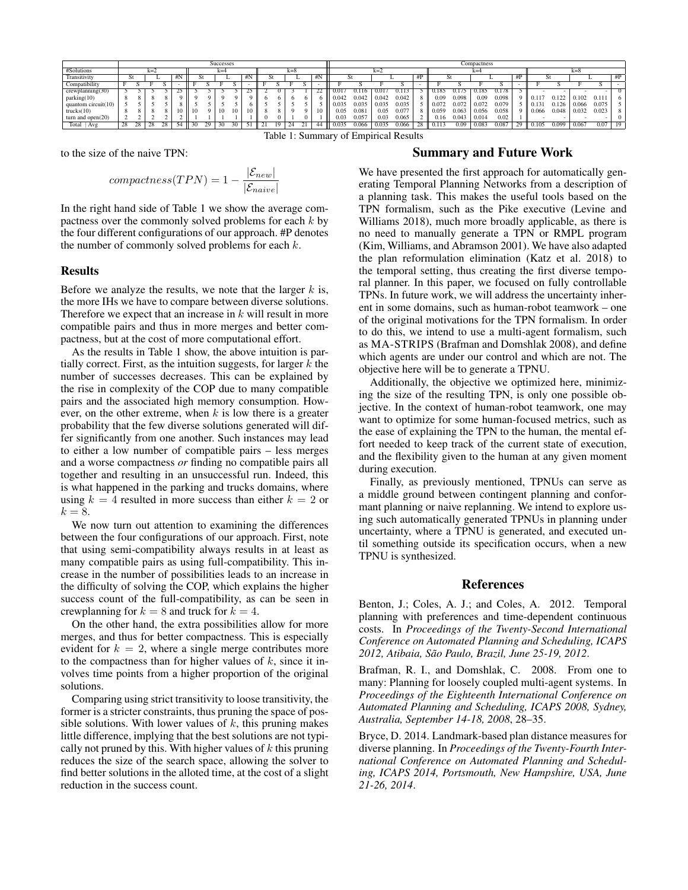| | Successes | | | | | | | | | | | | | | | Compactness | | | | | | | | | | | | | | |
|---|---|---|---|---|---|---|---|---|---|---|---|---|---|---|---|---|---|---|---|---|---|---|---|---|---|---|---|---|---|---|
| #Solutions | k=2 | | | | | k=4 | | | | | k=8 | | | | | k=2 | | | | | k=4 | | | | | k=8 | | | | |
| Transitivity | St | | L | | #N | St | | L | | #N | St | | L | | #N | St | | L | | #P | St | | L | | #P | St | | L | | #P |
| Compatibility | F | S | F | S | - | F | S | F | S | - | F | S | F | S | - | F | S | F | S | - | F | S | F | S | - | F | S | F | S | - |
| crewplanning(30) | 5 | 5 | 5 | 5 | 25 | 5 | 5 | 5 | 5 | 25 | 2 | 0 | 3 | 1 | 22 | 0.017 | 0.116 | 0.017 | 0.113 | 5 | 0.185 | 0.175 | 0.185 | 0.178 | 5 | - | - | - | - | 0 |
| parking(10) | 8 | 8 | 8 | 8 | 9 | 9 | 9 | 9 | 9 | 9 | 6 | 6 | 6 | 6 | 6 | 0.042 | 0.042 | 0.042 | 0.042 | 8 | 0.09 | 0.098 | 0.09 | 0.098 | 9 | 0.117 | 0.122 | 0.102 | 0.111 | 6 |
| quantom circuit(10) | 5 | 5 | 5 | 5 | 8 | 5 | 5 | 5 | 5 | 6 | 5 | 5 | 5 | 5 | 5 | 0.035 | 0.035 | 0.035 | 0.035 | 5 | 0.072 | 0.072 | 0.072 | 0.079 | 5 | 0.131 | 0.126 | 0.066 | 0.075 | 5 |
| trucks(10) | 8 | 8 | 8 | 8 | 10 | 10 | 9 | 10 | 10 | 10 | 8 | 8 | 9 | 9 | 10 | 0.05 | 0.081 | 0.05 | 0.077 | 8 | 0.059 | 0.063 | 0.056 | 0.058 | 9 | 0.066 | 0.048 | 0.032 | 0.023 | 8 |
| turn and open(20) | 2 | 2 | 2 | 2 | 2 | 1 | 1 | 1 | 1 | 1 | 0 | 0 | 1 | 0 | 1 | 0.03 | 0.057 | 0.03 | 0.065 | 2 | 0.16 | 0.043 | 0.014 | 0.02 | 1 | - | - | - | - | 0 |
| Total \| Avg | 28 | 28 | 28 | 28 | 54 | 30 | 29 | 30 | 30 | 51 | 21 | 19 | 24 | 21 | 44 | 0.035 | 0.066 | 0.035 | 0.066 | 28 | 0.113 | 0.09 | 0.083 | 0.087 | 29 | 0.105 | 0.099 | 0.067 | 0.07 | 19 |

Table 1: Summary of Empirical Results

to the size of the naive TPN:

$$compactness(TPN) = 1 - \frac{|\mathcal{E}_{new}|}{|\mathcal{E}_{naive}|}$$

In the right hand side of Table 1 we show the average compactness over the commonly solved problems for each $k$ by the four different configurations of our approach. #P denotes the number of commonly solved problems for each $k$.

### Results

Before we analyze the results, we note that the larger $k$ is, the more IHs we have to compare between diverse solutions. Therefore we expect that an increase in $k$ will result in more compatible pairs and thus in more merges and better compactness, but at the cost of more computational effort.

As the results in Table 1 show, the above intuition is partially correct. First, as the intuition suggests, for larger $k$ the number of successes decreases. This can be explained by the rise in complexity of the COP due to many compatible pairs and the associated high memory consumption. However, on the other extreme, when $k$ is low there is a greater probability that the few diverse solutions generated will differ significantly from one another. Such instances may lead to either a low number of compatible pairs – less merges and a worse compactness *or* finding no compatible pairs all together and resulting in an unsuccessful run. Indeed, this is what happened in the parking and trucks domains, where using $k = 4$ resulted in more success than either $k = 2$ or $k = 8$.

We now turn out attention to examining the differences between the four configurations of our approach. First, note that using semi-compatibility always results in at least as many compatible pairs as using full-compatibility. This increase in the number of possibilities leads to an increase in the difficulty of solving the COP, which explains the higher success count of the full-compatibility, as can be seen in crewplanning for $k = 8$ and truck for $k = 4$.

On the other hand, the extra possibilities allow for more merges, and thus for better compactness. This is especially evident for $k = 2$, where a single merge contributes more to the compactness than for higher values of $k$, since it involves time points from a higher proportion of the original solutions.

Comparing using strict transitivity to loose transitivity, the former is a stricter constraints, thus pruning the space of possible solutions. With lower values of $k$, this pruning makes little difference, implying that the best solutions are not typically not pruned by this. With higher values of $k$ this pruning reduces the size of the search space, allowing the solver to find better solutions in the alloted time, at the cost of a slight reduction in the success count.

## Summary and Future Work

We have presented the first approach for automatically generating Temporal Planning Networks from a description of a planning task. This makes the useful tools based on the TPN formalism, such as the Pike executive (Levine and Williams 2018), much more broadly applicable, as there is no need to manually generate a TPN or RMPL program (Kim, Williams, and Abramson 2001). We have also adapted the plan reformulation elimination (Katz et al. 2018) to the temporal setting, thus creating the first diverse temporal planner. In this paper, we focused on fully controllable TPNs. In future work, we will address the uncertainty inherent in some domains, such as human-robot teamwork – one of the original motivations for the TPN formalism. In order to do this, we intend to use a multi-agent formalism, such as MA-STRIPS (Brafman and Domshlak 2008), and define which agents are under our control and which are not. The objective here will be to generate a TPNU.

Additionally, the objective we optimized here, minimizing the size of the resulting TPN, is only one possible objective. In the context of human-robot teamwork, one may want to optimize for some human-focused metrics, such as the ease of explaining the TPN to the human, the mental effort needed to keep track of the current state of execution, and the flexibility given to the human at any given moment during execution.

Finally, as previously mentioned, TPNUs can serve as a middle ground between contingent planning and conformant planning or naive replanning. We intend to explore using such automatically generated TPNUs in planning under uncertainty, where a TPNU is generated, and executed until something outside its specification occurs, when a new TPNU is synthesized.

## References

Benton, J.; Coles, A. J.; and Coles, A. 2012. Temporal planning with preferences and time-dependent continuous costs. In *Proceedings of the Twenty-Second International Conference on Automated Planning and Scheduling, ICAPS 2012, Atibaia, São Paulo, Brazil, June 25-19, 2012*.

Brafman, R. I., and Domshlak, C. 2008. From one to many: Planning for loosely coupled multi-agent systems. In *Proceedings of the Eighteenth International Conference on Automated Planning and Scheduling, ICAPS 2008, Sydney, Australia, September 14-18, 2008*, 28–35.

Bryce, D. 2014. Landmark-based plan distance measures for diverse planning. In *Proceedings of the Twenty-Fourth International Conference on Automated Planning and Scheduling, ICAPS 2014, Portsmouth, New Hampshire, USA, June 21-26, 2014*.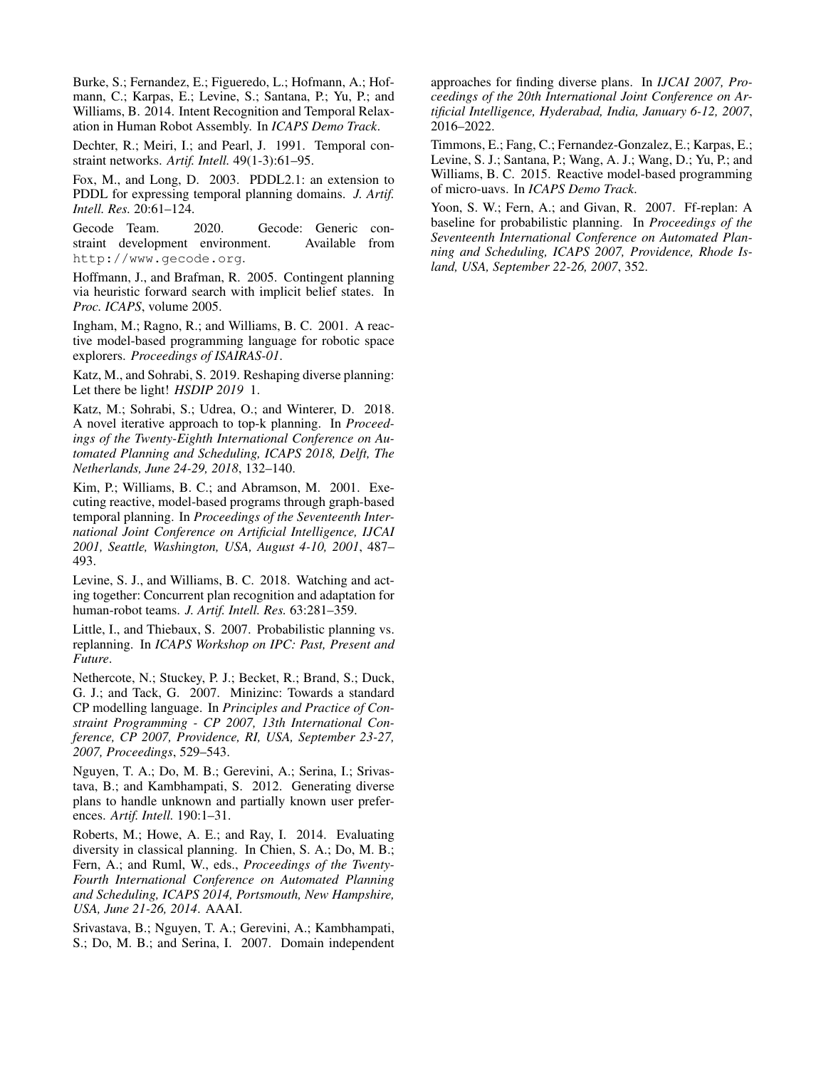Burke, S.; Fernandez, E.; Figueredo, L.; Hofmann, A.; Hofmann, C.; Karpas, E.; Levine, S.; Santana, P.; Yu, P.; and Williams, B. 2014. Intent Recognition and Temporal Relaxation in Human Robot Assembly. In *ICAPS Demo Track*.

Dechter, R.; Meiri, I.; and Pearl, J. 1991. Temporal constraint networks. *Artif. Intell.* 49(1-3):61–95.

Fox, M., and Long, D. 2003. PDDL2.1: an extension to PDDL for expressing temporal planning domains. *J. Artif. Intell. Res.* 20:61–124.

Gecode Team. 2020. Gecode: Generic constraint development environment. Available from `http://www.gecode.org`.

Hoffmann, J., and Brafman, R. 2005. Contingent planning via heuristic forward search with implicit belief states. In *Proc. ICAPS*, volume 2005.

Ingham, M.; Ragno, R.; and Williams, B. C. 2001. A reactive model-based programming language for robotic space explorers. *Proceedings of ISAIRAS-01*.

Katz, M., and Sohrabi, S. 2019. Reshaping diverse planning: Let there be light! *HSDIP 2019* 1.

Katz, M.; Sohrabi, S.; Udrea, O.; and Winterer, D. 2018. A novel iterative approach to top-k planning. In *Proceedings of the Twenty-Eighth International Conference on Automated Planning and Scheduling, ICAPS 2018, Delft, The Netherlands, June 24-29, 2018*, 132–140.

Kim, P.; Williams, B. C.; and Abramson, M. 2001. Executing reactive, model-based programs through graph-based temporal planning. In *Proceedings of the Seventeenth International Joint Conference on Artificial Intelligence, IJCAI 2001, Seattle, Washington, USA, August 4-10, 2001*, 487–493.

Levine, S. J., and Williams, B. C. 2018. Watching and acting together: Concurrent plan recognition and adaptation for human-robot teams. *J. Artif. Intell. Res.* 63:281–359.

Little, I., and Thiebaux, S. 2007. Probabilistic planning vs. replanning. In *ICAPS Workshop on IPC: Past, Present and Future*.

Nethercote, N.; Stuckey, P. J.; Becket, R.; Brand, S.; Duck, G. J.; and Tack, G. 2007. Minizinc: Towards a standard CP modelling language. In *Principles and Practice of Constraint Programming - CP 2007, 13th International Conference, CP 2007, Providence, RI, USA, September 23-27, 2007, Proceedings*, 529–543.

Nguyen, T. A.; Do, M. B.; Gerevini, A.; Serina, I.; Srivastava, B.; and Kambhampati, S. 2012. Generating diverse plans to handle unknown and partially known user preferences. *Artif. Intell.* 190:1–31.

Roberts, M.; Howe, A. E.; and Ray, I. 2014. Evaluating diversity in classical planning. In Chien, S. A.; Do, M. B.; Fern, A.; and Ruml, W., eds., *Proceedings of the Twenty-Fourth International Conference on Automated Planning and Scheduling, ICAPS 2014, Portsmouth, New Hampshire, USA, June 21-26, 2014*. AAAI.

Srivastava, B.; Nguyen, T. A.; Gerevini, A.; Kambhampati, S.; Do, M. B.; and Serina, I. 2007. Domain independent approaches for finding diverse plans. In *IJCAI 2007, Proceedings of the 20th International Joint Conference on Artificial Intelligence, Hyderabad, India, January 6-12, 2007*, 2016–2022.

Timmons, E.; Fang, C.; Fernandez-Gonzalez, E.; Karpas, E.; Levine, S. J.; Santana, P.; Wang, A. J.; Wang, D.; Yu, P.; and Williams, B. C. 2015. Reactive model-based programming of micro-uavs. In *ICAPS Demo Track*.

Yoon, S. W.; Fern, A.; and Givan, R. 2007. Ff-replan: A baseline for probabilistic planning. In *Proceedings of the Seventeenth International Conference on Automated Planning and Scheduling, ICAPS 2007, Providence, Rhode Island, USA, September 22-26, 2007*, 352.